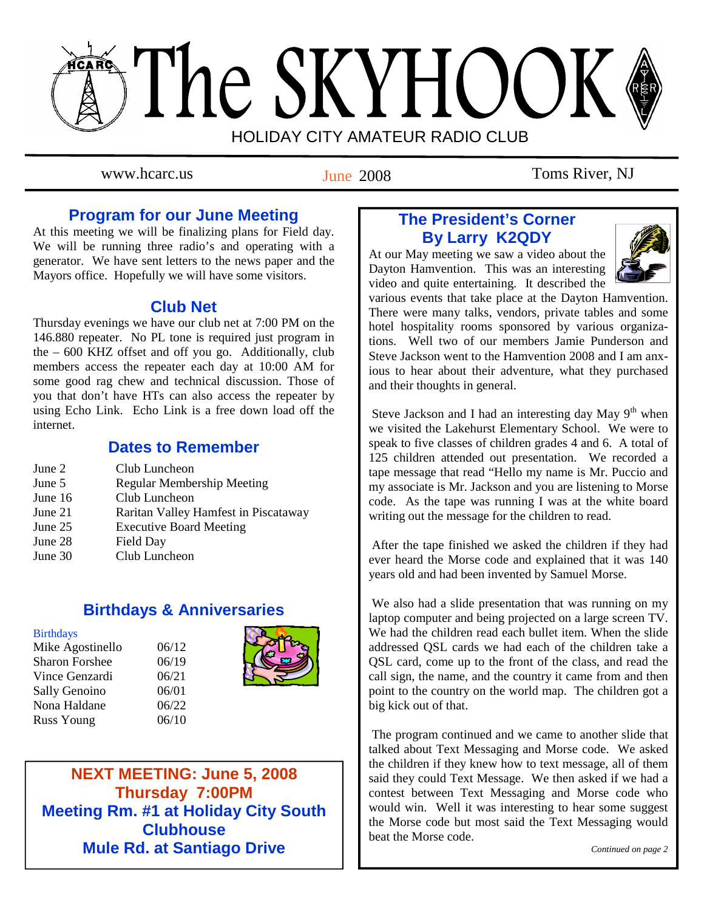# The SKYHOOK

HOLIDAY CITY AMATEUR RADIO CLUB

www.hcarc.us — June 2008 — Toms River, NJ

## Program for our June Meeting

At this meeting we will be finalizing plans for Field day. We will be running three radio's and operating with a generator. We have sent letters to the news paper and the Mayors office. Hopefully we will have some visitors.

## Club Net

Thursday evenings we have our club net at 7:00 PM on the 146.880 repeater. No PL tone is required just program in the – 600 KHZ offset and off you go. Additionally, club members access the repeater each day at 10:00 AM for some good rag chew and technical discussion. Those of you that don't have HTs can also access the repeater by using Echo Link. Echo Link is a free down load off the internet.

## Dates to Remember

| Date | Event |
|---|---|
| June 2 | Club Luncheon |
| June 5 | Regular Membership Meeting |
| June 16 | Club Luncheon |
| June 21 | Raritan Valley Hamfest in Piscataway |
| June 25 | Executive Board Meeting |
| June 28 | Field Day |
| June 30 | Club Luncheon |

## Birthdays & Anniversaries

Birthdays

| Name | Date |
|---|---|
| Mike Agostinello | 06/12 |
| Sharon Forshee | 06/19 |
| Vince Genzardi | 06/21 |
| Sally Genoino | 06/01 |
| Nona Haldane | 06/22 |
| Russ Young | 06/10 |

**NEXT MEETING: June 5, 2008**
**Thursday 7:00PM**
**Meeting Rm. #1 at Holiday City South Clubhouse**
**Mule Rd. at Santiago Drive**

## The President's Corner
## By Larry K2QDY

At our May meeting we saw a video about the Dayton Hamvention. This was an interesting video and quite entertaining. It described the various events that take place at the Dayton Hamvention. There were many talks, vendors, private tables and some hotel hospitality rooms sponsored by various organizations. Well two of our members Jamie Punderson and Steve Jackson went to the Hamvention 2008 and I am anxious to hear about their adventure, what they purchased and their thoughts in general.

Steve Jackson and I had an interesting day May 9th when we visited the Lakehurst Elementary School. We were to speak to five classes of children grades 4 and 6. A total of 125 children attended out presentation. We recorded a tape message that read "Hello my name is Mr. Puccio and my associate is Mr. Jackson and you are listening to Morse code. As the tape was running I was at the white board writing out the message for the children to read.

After the tape finished we asked the children if they had ever heard the Morse code and explained that it was 140 years old and had been invented by Samuel Morse.

We also had a slide presentation that was running on my laptop computer and being projected on a large screen TV. We had the children read each bullet item. When the slide addressed QSL cards we had each of the children take a QSL card, come up to the front of the class, and read the call sign, the name, and the country it came from and then point to the country on the world map. The children got a big kick out of that.

The program continued and we came to another slide that talked about Text Messaging and Morse code. We asked the children if they knew how to text message, all of them said they could Text Message. We then asked if we had a contest between Text Messaging and Morse code who would win. Well it was interesting to hear some suggest the Morse code but most said the Text Messaging would beat the Morse code.

*Continued on page 2*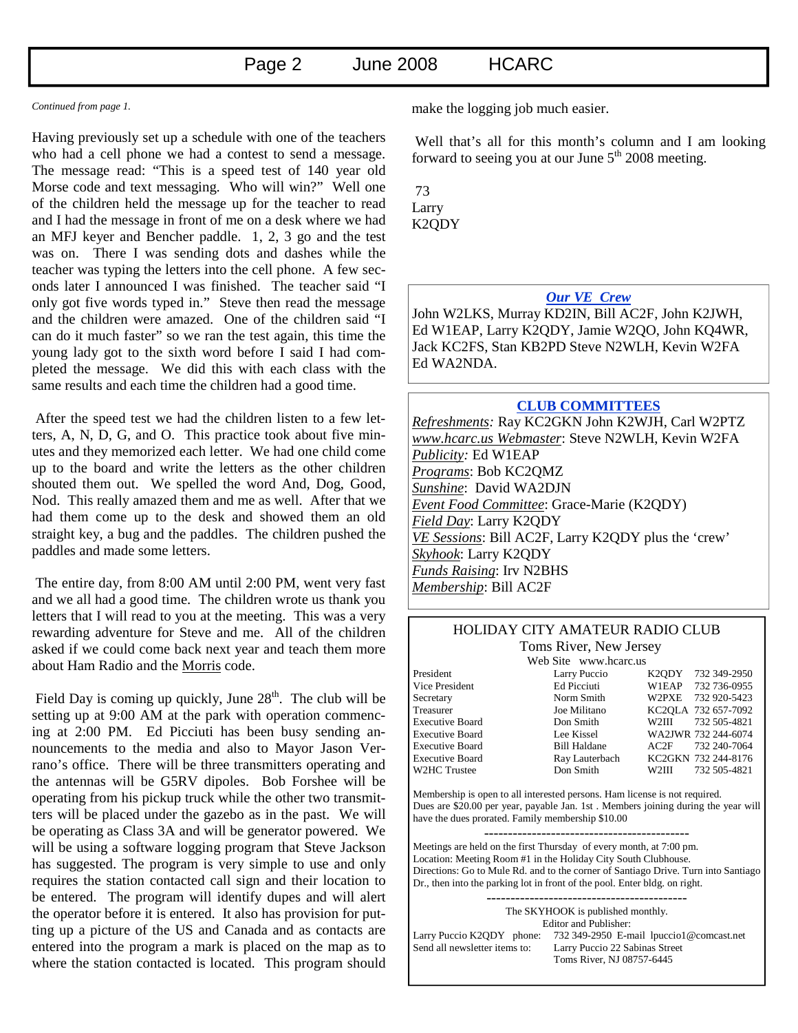*Continued from page 1.*

Having previously set up a schedule with one of the teachers who had a cell phone we had a contest to send a message. The message read: "This is a speed test of 140 year old Morse code and text messaging. Who will win?" Well one of the children held the message up for the teacher to read and I had the message in front of me on a desk where we had an MFJ keyer and Bencher paddle. 1, 2, 3 go and the test was on. There I was sending dots and dashes while the teacher was typing the letters into the cell phone. A few seconds later I announced I was finished. The teacher said "I only got five words typed in." Steve then read the message and the children were amazed. One of the children said "I can do it much faster" so we ran the test again, this time the young lady got to the sixth word before I said I had completed the message. We did this with each class with the same results and each time the children had a good time.

After the speed test we had the children listen to a few letters, A, N, D, G, and O. This practice took about five minutes and they memorized each letter. We had one child come up to the board and write the letters as the other children shouted them out. We spelled the word And, Dog, Good, Nod. This really amazed them and me as well. After that we had them come up to the desk and showed them an old straight key, a bug and the paddles. The children pushed the paddles and made some letters.

The entire day, from 8:00 AM until 2:00 PM, went very fast and we all had a good time. The children wrote us thank you letters that I will read to you at the meeting. This was a very rewarding adventure for Steve and me. All of the children asked if we could come back next year and teach them more about Ham Radio and the Morris code.

Field Day is coming up quickly, June 28th. The club will be setting up at 9:00 AM at the park with operation commencing at 2:00 PM. Ed Picciuti has been busy sending announcements to the media and also to Mayor Jason Verrano's office. There will be three transmitters operating and the antennas will be G5RV dipoles. Bob Forshee will be operating from his pickup truck while the other two transmitters will be placed under the gazebo as in the past. We will be operating as Class 3A and will be generator powered. We will be using a software logging program that Steve Jackson has suggested. The program is very simple to use and only requires the station contacted call sign and their location to be entered. The program will identify dupes and will alert the operator before it is entered. It also has provision for putting up a picture of the US and Canada and as contacts are entered into the program a mark is placed on the map as to where the station contacted is located. This program should make the logging job much easier.

Well that's all for this month's column and I am looking forward to seeing you at our June 5th 2008 meeting.

73
Larry
K2QDY

## *Our VE Crew*

John W2LKS, Murray KD2IN, Bill AC2F, John K2JWH, Ed W1EAP, Larry K2QDY, Jamie W2QO, John KQ4WR, Jack KC2FS, Stan KB2PD Steve N2WLH, Kevin W2FA Ed WA2NDA.

## CLUB COMMITTEES

*Refreshments:* Ray KC2GKN John K2WJH, Carl W2PTZ
*www.hcarc.us Webmaster*: Steve N2WLH, Kevin W2FA
*Publicity:* Ed W1EAP
*Programs*: Bob KC2QMZ
*Sunshine*: David WA2DJN
*Event Food Committee*: Grace-Marie (K2QDY)
*Field Day*: Larry K2QDY
*VE Sessions*: Bill AC2F, Larry K2QDY plus the 'crew'
*Skyhook*: Larry K2QDY
*Funds Raising*: Irv N2BHS
*Membership*: Bill AC2F

## HOLIDAY CITY AMATEUR RADIO CLUB

Toms River, New Jersey
Web Site www.hcarc.us

| | | | |
|---|---|---|---|
| President | Larry Puccio | K2QDY | 732 349-2950 |
| Vice President | Ed Picciuti | W1EAP | 732 736-0955 |
| Secretary | Norm Smith | W2PXE | 732 920-5423 |
| Treasurer | Joe Militano | KC2QLA | 732 657-7092 |
| Executive Board | Don Smith | W2III | 732 505-4821 |
| Executive Board | Lee Kissel | WA2JWR | 732 244-6074 |
| Executive Board | Bill Haldane | AC2F | 732 240-7064 |
| Executive Board | Ray Lauterbach | KC2GKN | 732 244-8176 |
| W2HC Trustee | Don Smith | W2III | 732 505-4821 |

Membership is open to all interested persons. Ham license is not required. Dues are $20.00 per year, payable Jan. 1st . Members joining during the year will have the dues prorated. Family membership $10.00

---

Meetings are held on the first Thursday of every month, at 7:00 pm.
Location: Meeting Room #1 in the Holiday City South Clubhouse.
Directions: Go to Mule Rd. and to the corner of Santiago Drive. Turn into Santiago Dr., then into the parking lot in front of the pool. Enter bldg. on right.

---

The SKYHOOK is published monthly.
Editor and Publisher:
Larry Puccio K2QDY phone: 732 349-2950 E-mail lpuccio1@comcast.net
Send all newsletter items to: Larry Puccio 22 Sabinas Street
Toms River, NJ 08757-6445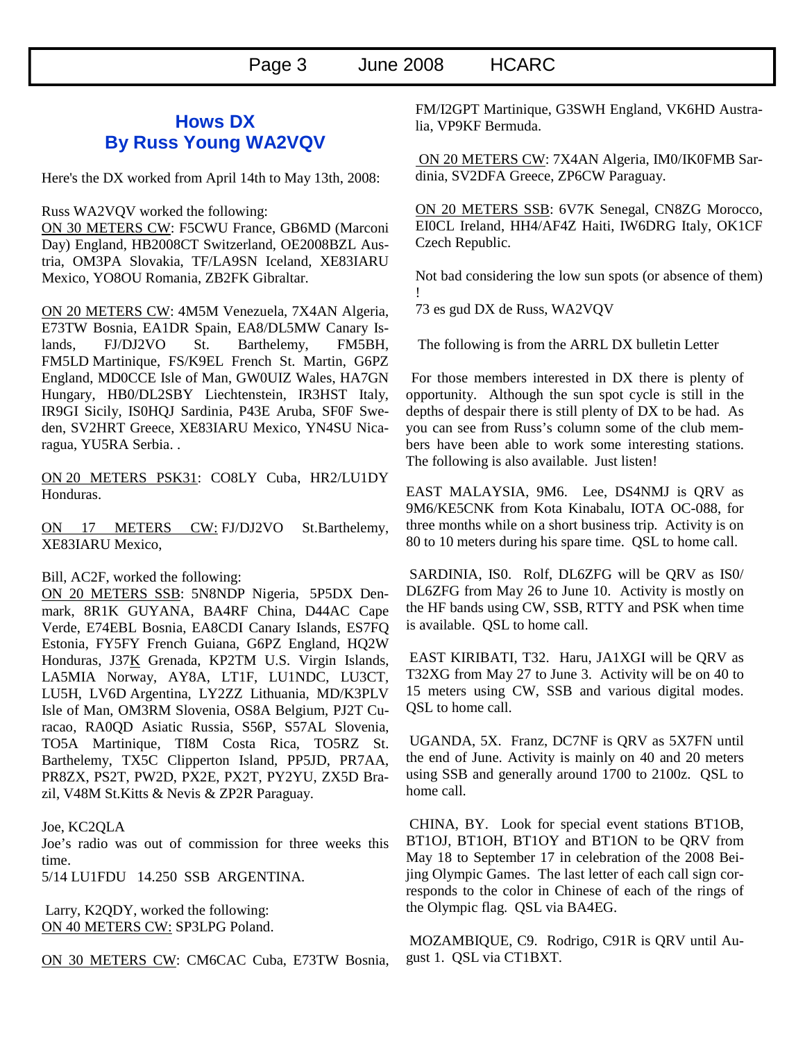## Hows DX
## By Russ Young WA2VQV

Here's the DX worked from April 14th to May 13th, 2008:

Russ WA2VQV worked the following:
ON 30 METERS CW: F5CWU France, GB6MD (Marconi Day) England, HB2008CT Switzerland, OE2008BZL Austria, OM3PA Slovakia, TF/LA9SN Iceland, XE83IARU Mexico, YO8OU Romania, ZB2FK Gibraltar.

ON 20 METERS CW: 4M5M Venezuela, 7X4AN Algeria, E73TW Bosnia, EA1DR Spain, EA8/DL5MW Canary Islands, FJ/DJ2VO St. Barthelemy, FM5BH, FM5LD Martinique, FS/K9EL French St. Martin, G6PZ England, MD0CCE Isle of Man, GW0UIZ Wales, HA7GN Hungary, HB0/DL2SBY Liechtenstein, IR3HST Italy, IR9GI Sicily, IS0HQJ Sardinia, P43E Aruba, SF0F Sweden, SV2HRT Greece, XE83IARU Mexico, YN4SU Nicaragua, YU5RA Serbia. .

ON 20 METERS PSK31: CO8LY Cuba, HR2/LU1DY Honduras.

ON 17 METERS CW: FJ/DJ2VO St.Barthelemy, XE83IARU Mexico,

Bill, AC2F, worked the following:
ON 20 METERS SSB: 5N8NDP Nigeria, 5P5DX Denmark, 8R1K GUYANA, BA4RF China, D44AC Cape Verde, E74EBL Bosnia, EA8CDI Canary Islands, ES7FQ Estonia, FY5FY French Guiana, G6PZ England, HQ2W Honduras, J37K Grenada, KP2TM U.S. Virgin Islands, LA5MIA Norway, AY8A, LT1F, LU1NDC, LU3CT, LU5H, LV6D Argentina, LY2ZZ Lithuania, MD/K3PLV Isle of Man, OM3RM Slovenia, OS8A Belgium, PJ2T Curacao, RA0QD Asiatic Russia, S56P, S57AL Slovenia, TO5A Martinique, TI8M Costa Rica, TO5RZ St. Barthelemy, TX5C Clipperton Island, PP5JD, PR7AA, PR8ZX, PS2T, PW2D, PX2E, PX2T, PY2YU, ZX5D Brazil, V48M St.Kitts & Nevis & ZP2R Paraguay.

Joe, KC2QLA
Joe's radio was out of commission for three weeks this time.
5/14 LU1FDU 14.250 SSB ARGENTINA.

Larry, K2QDY, worked the following:
ON 40 METERS CW: SP3LPG Poland.

ON 30 METERS CW: CM6CAC Cuba, E73TW Bosnia, FM/I2GPT Martinique, G3SWH England, VK6HD Australia, VP9KF Bermuda.

ON 20 METERS CW: 7X4AN Algeria, IM0/IK0FMB Sardinia, SV2DFA Greece, ZP6CW Paraguay.

ON 20 METERS SSB: 6V7K Senegal, CN8ZG Morocco, EI0CL Ireland, HH4/AF4Z Haiti, IW6DRG Italy, OK1CF Czech Republic.

Not bad considering the low sun spots (or absence of them) !
73 es gud DX de Russ, WA2VQV

The following is from the ARRL DX bulletin Letter

For those members interested in DX there is plenty of opportunity. Although the sun spot cycle is still in the depths of despair there is still plenty of DX to be had. As you can see from Russ's column some of the club members have been able to work some interesting stations. The following is also available. Just listen!

EAST MALAYSIA, 9M6. Lee, DS4NMJ is QRV as 9M6/KE5CNK from Kota Kinabalu, IOTA OC-088, for three months while on a short business trip. Activity is on 80 to 10 meters during his spare time. QSL to home call.

SARDINIA, IS0. Rolf, DL6ZFG will be QRV as IS0/DL6ZFG from May 26 to June 10. Activity is mostly on the HF bands using CW, SSB, RTTY and PSK when time is available. QSL to home call.

EAST KIRIBATI, T32. Haru, JA1XGI will be QRV as T32XG from May 27 to June 3. Activity will be on 40 to 15 meters using CW, SSB and various digital modes. QSL to home call.

UGANDA, 5X. Franz, DC7NF is QRV as 5X7FN until the end of June. Activity is mainly on 40 and 20 meters using SSB and generally around 1700 to 2100z. QSL to home call.

CHINA, BY. Look for special event stations BT1OB, BT1OJ, BT1OH, BT1OY and BT1ON to be QRV from May 18 to September 17 in celebration of the 2008 Beijing Olympic Games. The last letter of each call sign corresponds to the color in Chinese of each of the rings of the Olympic flag. QSL via BA4EG.

MOZAMBIQUE, C9. Rodrigo, C91R is QRV until August 1. QSL via CT1BXT.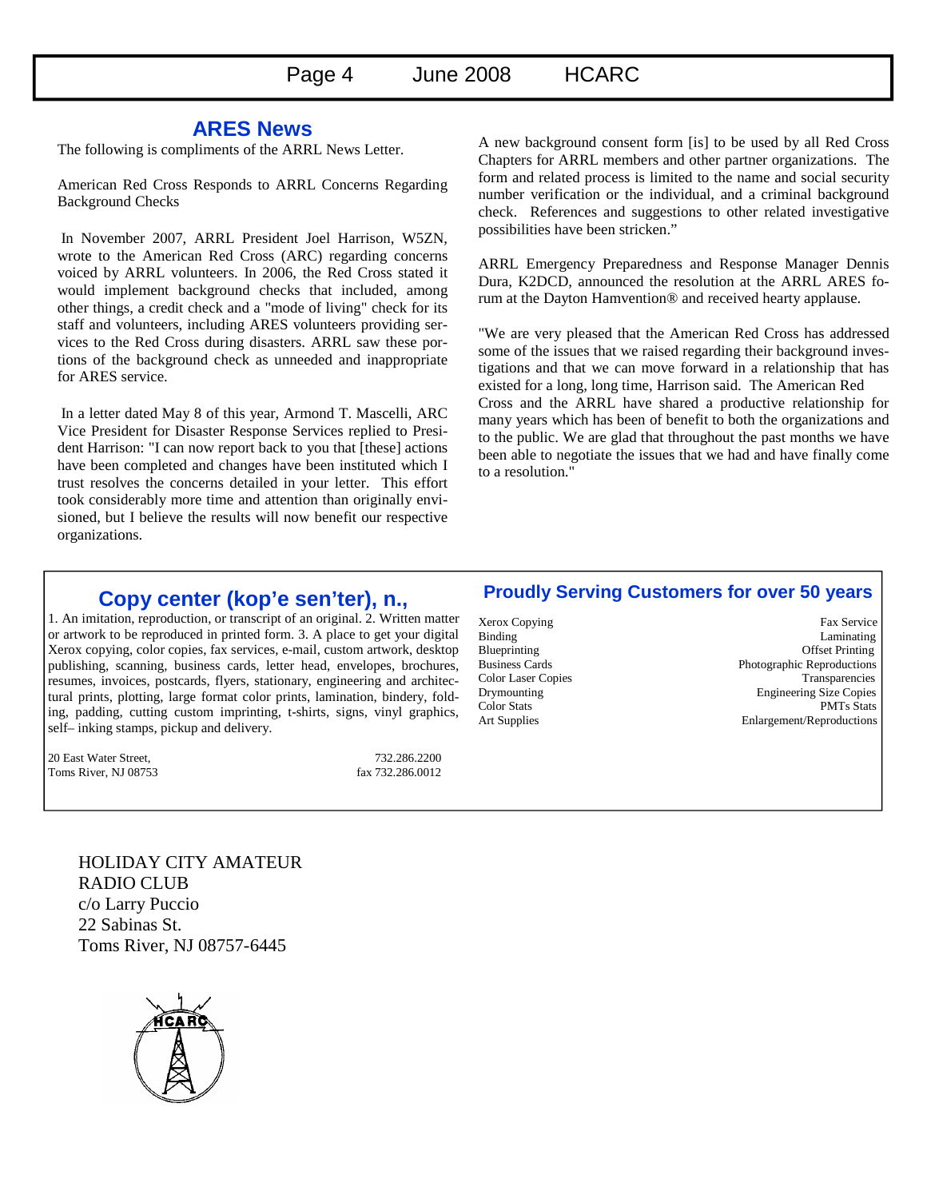## ARES News

The following is compliments of the ARRL News Letter.

American Red Cross Responds to ARRL Concerns Regarding Background Checks

In November 2007, ARRL President Joel Harrison, W5ZN, wrote to the American Red Cross (ARC) regarding concerns voiced by ARRL volunteers. In 2006, the Red Cross stated it would implement background checks that included, among other things, a credit check and a "mode of living" check for its staff and volunteers, including ARES volunteers providing services to the Red Cross during disasters. ARRL saw these portions of the background check as unneeded and inappropriate for ARES service.

In a letter dated May 8 of this year, Armond T. Mascelli, ARC Vice President for Disaster Response Services replied to President Harrison: "I can now report back to you that [these] actions have been completed and changes have been instituted which I trust resolves the concerns detailed in your letter. This effort took considerably more time and attention than originally envisioned, but I believe the results will now benefit our respective organizations.

A new background consent form [is] to be used by all Red Cross Chapters for ARRL members and other partner organizations. The form and related process is limited to the name and social security number verification or the individual, and a criminal background check. References and suggestions to other related investigative possibilities have been stricken."

ARRL Emergency Preparedness and Response Manager Dennis Dura, K2DCD, announced the resolution at the ARRL ARES forum at the Dayton Hamvention® and received hearty applause.

"We are very pleased that the American Red Cross has addressed some of the issues that we raised regarding their background investigations and that we can move forward in a relationship that has existed for a long, long time, Harrison said. The American Red Cross and the ARRL have shared a productive relationship for many years which has been of benefit to both the organizations and to the public. We are glad that throughout the past months we have been able to negotiate the issues that we had and have finally come to a resolution."

## Copy center (kop'e sen'ter), n.,

1. An imitation, reproduction, or transcript of an original. 2. Written matter or artwork to be reproduced in printed form. 3. A place to get your digital Xerox copying, color copies, fax services, e-mail, custom artwork, desktop publishing, scanning, business cards, letter head, envelopes, brochures, resumes, invoices, postcards, flyers, stationary, engineering and architectural prints, plotting, large format color prints, lamination, bindery, folding, padding, cutting custom imprinting, t-shirts, signs, vinyl graphics, self– inking stamps, pickup and delivery.

20 East Water Street,
Toms River, NJ 08753

732.286.2200
fax 732.286.0012

## Proudly Serving Customers for over 50 years

| | |
|---|---|
| Xerox Copying | Fax Service |
| Binding | Laminating |
| Blueprinting | Offset Printing |
| Business Cards | Photographic Reproductions |
| Color Laser Copies | Transparencies |
| Drymounting | Engineering Size Copies |
| Color Stats | PMTs Stats |
| Art Supplies | Enlargement/Reproductions |

HOLIDAY CITY AMATEUR RADIO CLUB
c/o Larry Puccio
22 Sabinas St.
Toms River, NJ 08757-6445

HCARC